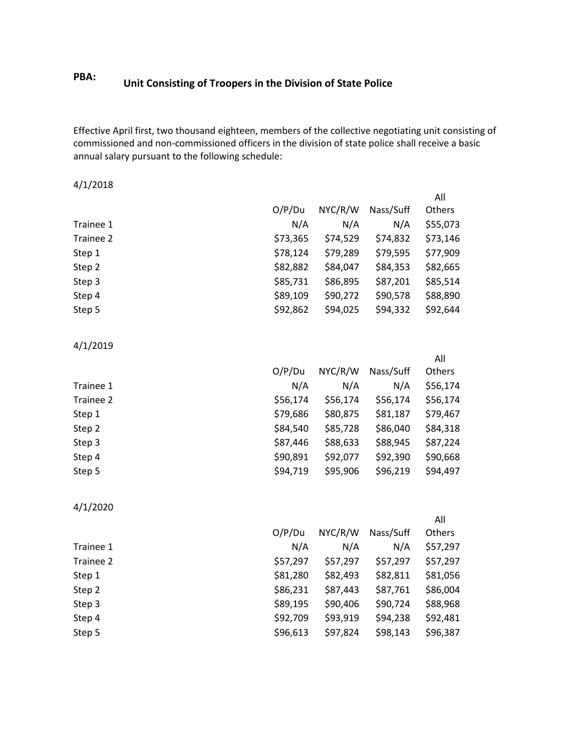**PBA:** **Unit Consisting of Troopers in the Division of State Police**

Effective April first, two thousand eighteen, members of the collective negotiating unit consisting of commissioned and non-commissioned officers in the division of state police shall receive a basic annual salary pursuant to the following schedule:

4/1/2018

| | O/P/Du | NYC/R/W | Nass/Suff | All Others |
|---|---|---|---|---|
| Trainee 1 | N/A | N/A | N/A | $55,073 |
| Trainee 2 | $73,365 | $74,529 | $74,832 | $73,146 |
| Step 1 | $78,124 | $79,289 | $79,595 | $77,909 |
| Step 2 | $82,882 | $84,047 | $84,353 | $82,665 |
| Step 3 | $85,731 | $86,895 | $87,201 | $85,514 |
| Step 4 | $89,109 | $90,272 | $90,578 | $88,890 |
| Step 5 | $92,862 | $94,025 | $94,332 | $92,644 |

4/1/2019

| | O/P/Du | NYC/R/W | Nass/Suff | All Others |
|---|---|---|---|---|
| Trainee 1 | N/A | N/A | N/A | $56,174 |
| Trainee 2 | $56,174 | $56,174 | $56,174 | $56,174 |
| Step 1 | $79,686 | $80,875 | $81,187 | $79,467 |
| Step 2 | $84,540 | $85,728 | $86,040 | $84,318 |
| Step 3 | $87,446 | $88,633 | $88,945 | $87,224 |
| Step 4 | $90,891 | $92,077 | $92,390 | $90,668 |
| Step 5 | $94,719 | $95,906 | $96,219 | $94,497 |

4/1/2020

| | O/P/Du | NYC/R/W | Nass/Suff | All Others |
|---|---|---|---|---|
| Trainee 1 | N/A | N/A | N/A | $57,297 |
| Trainee 2 | $57,297 | $57,297 | $57,297 | $57,297 |
| Step 1 | $81,280 | $82,493 | $82,811 | $81,056 |
| Step 2 | $86,231 | $87,443 | $87,761 | $86,004 |
| Step 3 | $89,195 | $90,406 | $90,724 | $88,968 |
| Step 4 | $92,709 | $93,919 | $94,238 | $92,481 |
| Step 5 | $96,613 | $97,824 | $98,143 | $96,387 |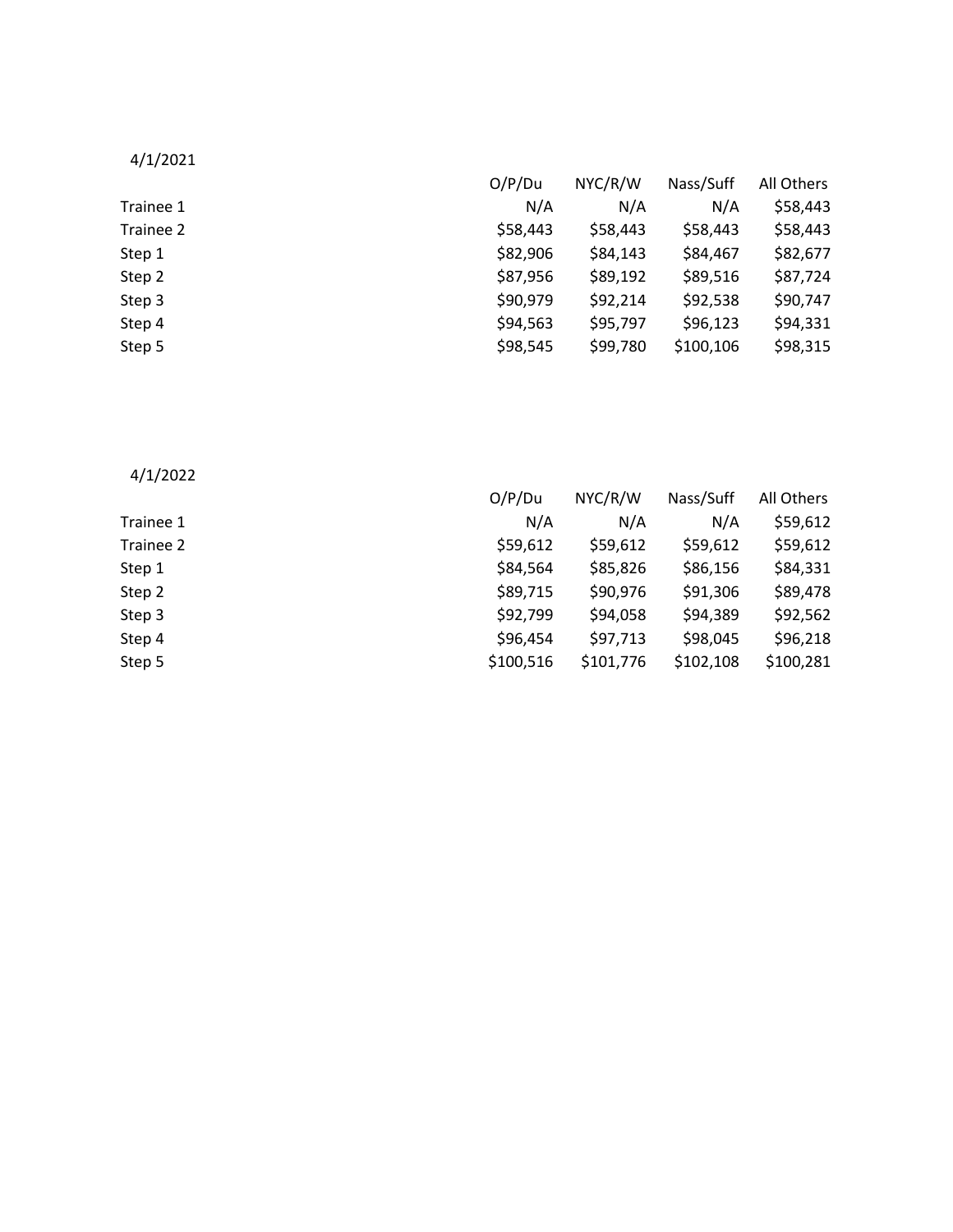4/1/2021

| | O/P/Du | NYC/R/W | Nass/Suff | All Others |
|---|---|---|---|---|
| Trainee 1 | N/A | N/A | N/A | $58,443 |
| Trainee 2 | $58,443 | $58,443 | $58,443 | $58,443 |
| Step 1 | $82,906 | $84,143 | $84,467 | $82,677 |
| Step 2 | $87,956 | $89,192 | $89,516 | $87,724 |
| Step 3 | $90,979 | $92,214 | $92,538 | $90,747 |
| Step 4 | $94,563 | $95,797 | $96,123 | $94,331 |
| Step 5 | $98,545 | $99,780 | $100,106 | $98,315 |

4/1/2022

| | O/P/Du | NYC/R/W | Nass/Suff | All Others |
|---|---|---|---|---|
| Trainee 1 | N/A | N/A | N/A | $59,612 |
| Trainee 2 | $59,612 | $59,612 | $59,612 | $59,612 |
| Step 1 | $84,564 | $85,826 | $86,156 | $84,331 |
| Step 2 | $89,715 | $90,976 | $91,306 | $89,478 |
| Step 3 | $92,799 | $94,058 | $94,389 | $92,562 |
| Step 4 | $96,454 | $97,713 | $98,045 | $96,218 |
| Step 5 | $100,516 | $101,776 | $102,108 | $100,281 |